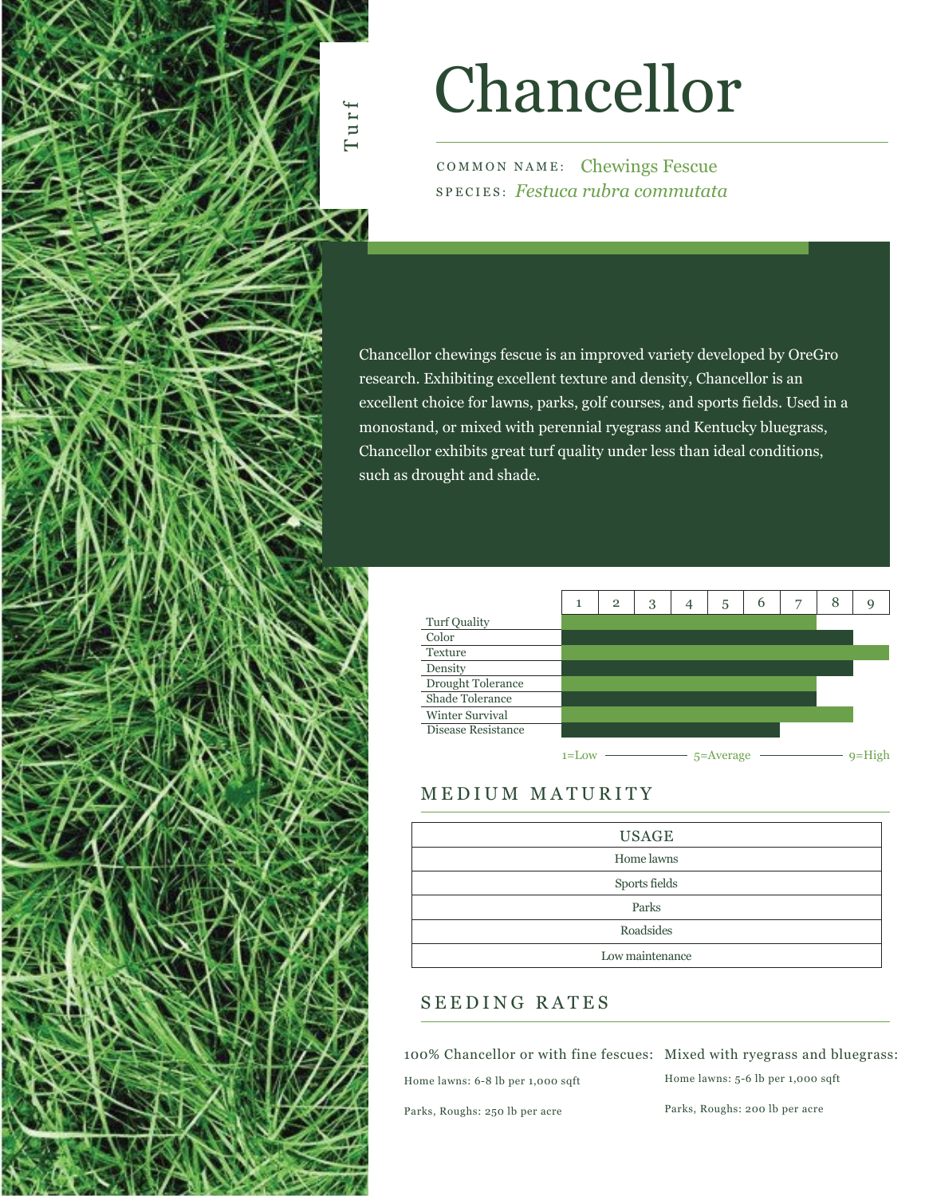Turf

# Chancellor

COMMON NAME: Chewings Fescue

SPECIES: *Festuca rubra commutata*

Chancellor chewings fescue is an improved variety developed by OreGro research. Exhibiting excellent texture and density, Chancellor is an excellent choice for lawns, parks, golf courses, and sports fields. Used in a monostand, or mixed with perennial ryegrass and Kentucky bluegrass, Chancellor exhibits great turf quality under less than ideal conditions, such as drought and shade.

1 2 3 4 5 6 7 8 9

Turf Quality

Color

Texture

Density

Drought Tolerance

Shade Tolerance

Winter Survival

Disease Resistance

1=Low — 5=Average — 9=High

## MEDIUM MATURITY

| USAGE |
|---|
| Home lawns |
| Sports fields |
| Parks |
| Roadsides |
| Low maintenance |

## SEEDING RATES

100% Chancellor or with fine fescues:

Home lawns: 6-8 lb per 1,000 sqft

Parks, Roughs: 250 lb per acre

Mixed with ryegrass and bluegrass:

Home lawns: 5-6 lb per 1,000 sqft

Parks, Roughs: 200 lb per acre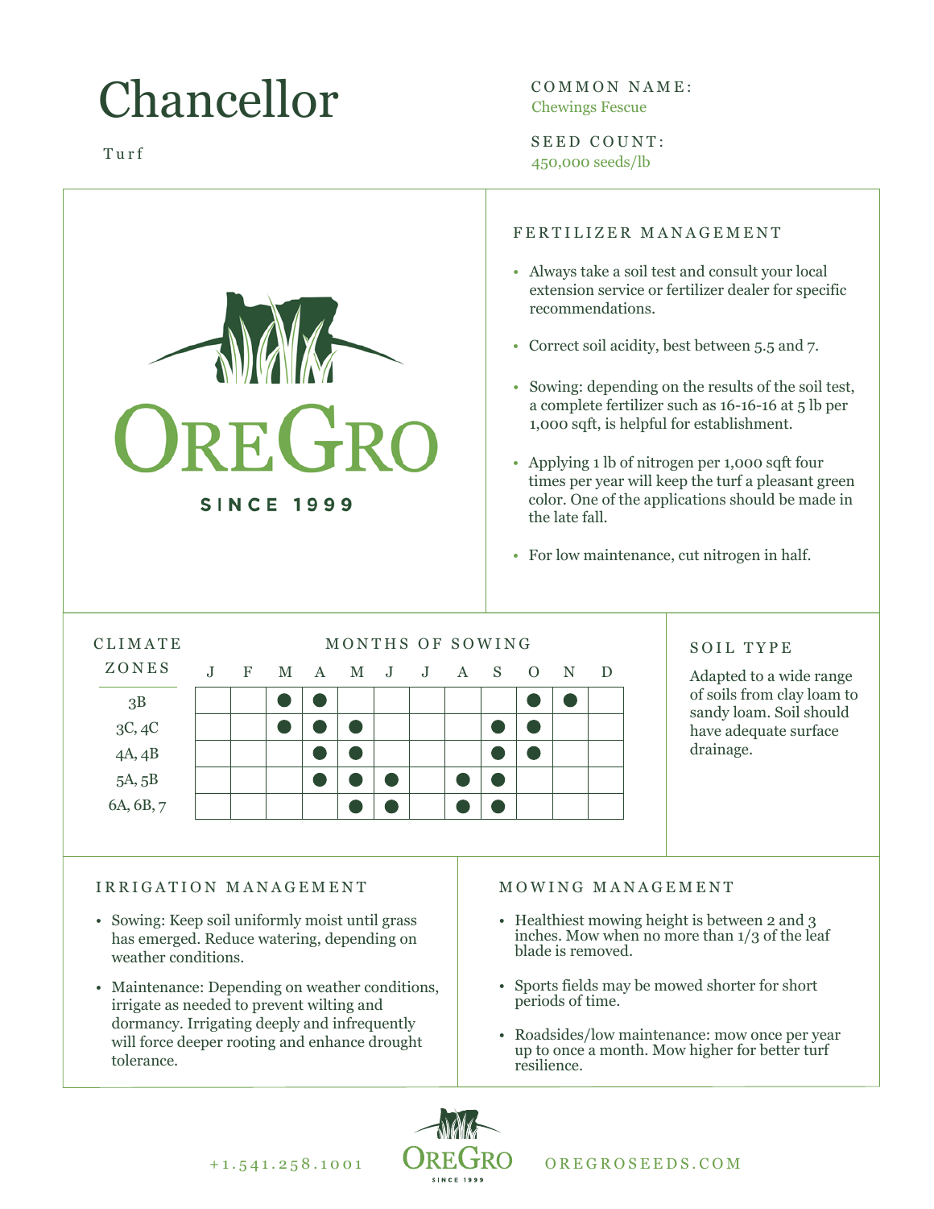# Chancellor

Turf

COMMON NAME:
Chewings Fescue

SEED COUNT:
450,000 seeds/lb

OREGRO

SINCE 1999

## FERTILIZER MANAGEMENT

- Always take a soil test and consult your local extension service or fertilizer dealer for specific recommendations.
- Correct soil acidity, best between 5.5 and 7.
- Sowing: depending on the results of the soil test, a complete fertilizer such as 16-16-16 at 5 lb per 1,000 sqft, is helpful for establishment.
- Applying 1 lb of nitrogen per 1,000 sqft four times per year will keep the turf a pleasant green color. One of the applications should be made in the late fall.
- For low maintenance, cut nitrogen in half.

## CLIMATE ZONES / MONTHS OF SOWING

| CLIMATE ZONES | J | F | M | A | M | J | J | A | S | O | N | D |
|---|---|---|---|---|---|---|---|---|---|---|---|---|
| 3B | | | ● | ● | | | | | | ● | ● | |
| 3C, 4C | | | ● | ● | ● | | | | ● | ● | | |
| 4A, 4B | | | | ● | ● | | | | ● | ● | | |
| 5A, 5B | | | | ● | ● | ● | | ● | ● | | | |
| 6A, 6B, 7 | | | | | ● | ● | | ● | ● | | | |

## SOIL TYPE

Adapted to a wide range of soils from clay loam to sandy loam. Soil should have adequate surface drainage.

## IRRIGATION MANAGEMENT

- Sowing: Keep soil uniformly moist until grass has emerged. Reduce watering, depending on weather conditions.
- Maintenance: Depending on weather conditions, irrigate as needed to prevent wilting and dormancy. Irrigating deeply and infrequently will force deeper rooting and enhance drought tolerance.

## MOWING MANAGEMENT

- Healthiest mowing height is between 2 and 3 inches. Mow when no more than 1/3 of the leaf blade is removed.
- Sports fields may be mowed shorter for short periods of time.
- Roadsides/low maintenance: mow once per year up to once a month. Mow higher for better turf resilience.

+1.541.258.1001 OREGRO SINCE 1999 OREGROSEEDS.COM